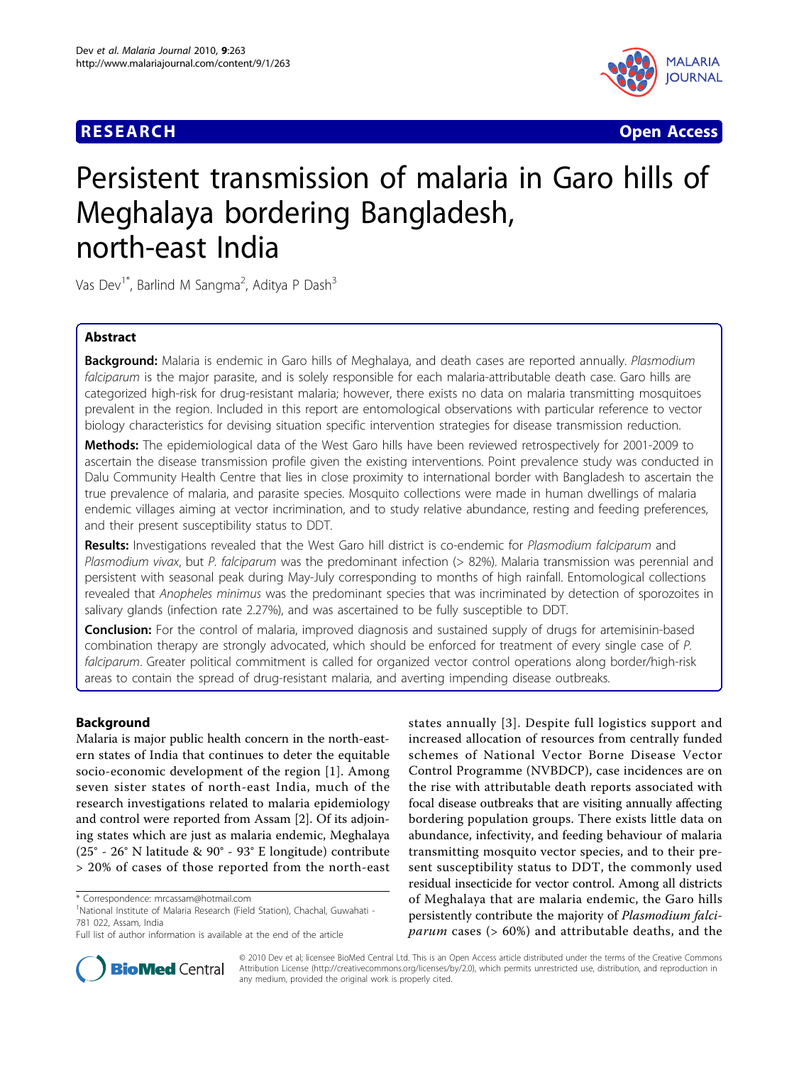# Persistent transmission of malaria in Garo hills of Meghalaya bordering Bangladesh, north-east India

Vas Dev[1*], Barlind M Sangma[2], Aditya P Dash[3]

## Abstract

**Background:** Malaria is endemic in Garo hills of Meghalaya, and death cases are reported annually. *Plasmodium falciparum* is the major parasite, and is solely responsible for each malaria-attributable death case. Garo hills are categorized high-risk for drug-resistant malaria; however, there exists no data on malaria transmitting mosquitoes prevalent in the region. Included in this report are entomological observations with particular reference to vector biology characteristics for devising situation specific intervention strategies for disease transmission reduction.

**Methods:** The epidemiological data of the West Garo hills have been reviewed retrospectively for 2001-2009 to ascertain the disease transmission profile given the existing interventions. Point prevalence study was conducted in Dalu Community Health Centre that lies in close proximity to international border with Bangladesh to ascertain the true prevalence of malaria, and parasite species. Mosquito collections were made in human dwellings of malaria endemic villages aiming at vector incrimination, and to study relative abundance, resting and feeding preferences, and their present susceptibility status to DDT.

**Results:** Investigations revealed that the West Garo hill district is co-endemic for *Plasmodium falciparum* and *Plasmodium vivax*, but *P. falciparum* was the predominant infection (> 82%). Malaria transmission was perennial and persistent with seasonal peak during May-July corresponding to months of high rainfall. Entomological collections revealed that *Anopheles minimus* was the predominant species that was incriminated by detection of sporozoites in salivary glands (infection rate 2.27%), and was ascertained to be fully susceptible to DDT.

**Conclusion:** For the control of malaria, improved diagnosis and sustained supply of drugs for artemisinin-based combination therapy are strongly advocated, which should be enforced for treatment of every single case of *P. falciparum*. Greater political commitment is called for organized vector control operations along border/high-risk areas to contain the spread of drug-resistant malaria, and averting impending disease outbreaks.

## Background

Malaria is major public health concern in the north-eastern states of India that continues to deter the equitable socio-economic development of the region [1]. Among seven sister states of north-east India, much of the research investigations related to malaria epidemiology and control were reported from Assam [2]. Of its adjoining states which are just as malaria endemic, Meghalaya (25° - 26° N latitude & 90° - 93° E longitude) contribute > 20% of cases of those reported from the north-east states annually [3]. Despite full logistics support and increased allocation of resources from centrally funded schemes of National Vector Borne Disease Vector Control Programme (NVBDCP), case incidences are on the rise with attributable death reports associated with focal disease outbreaks that are visiting annually affecting bordering population groups. There exists little data on abundance, infectivity, and feeding behaviour of malaria transmitting mosquito vector species, and to their present susceptibility status to DDT, the commonly used residual insecticide for vector control. Among all districts of Meghalaya that are malaria endemic, the Garo hills persistently contribute the majority of *Plasmodium falciparum* cases (> 60%) and attributable deaths, and the

\* Correspondence: mrcassam@hotmail.com
[1]National Institute of Malaria Research (Field Station), Chachal, Guwahati - 781 022, Assam, India
Full list of author information is available at the end of the article

© 2010 Dev et al; licensee BioMed Central Ltd. This is an Open Access article distributed under the terms of the Creative Commons Attribution License (http://creativecommons.org/licenses/by/2.0), which permits unrestricted use, distribution, and reproduction in any medium, provided the original work is properly cited.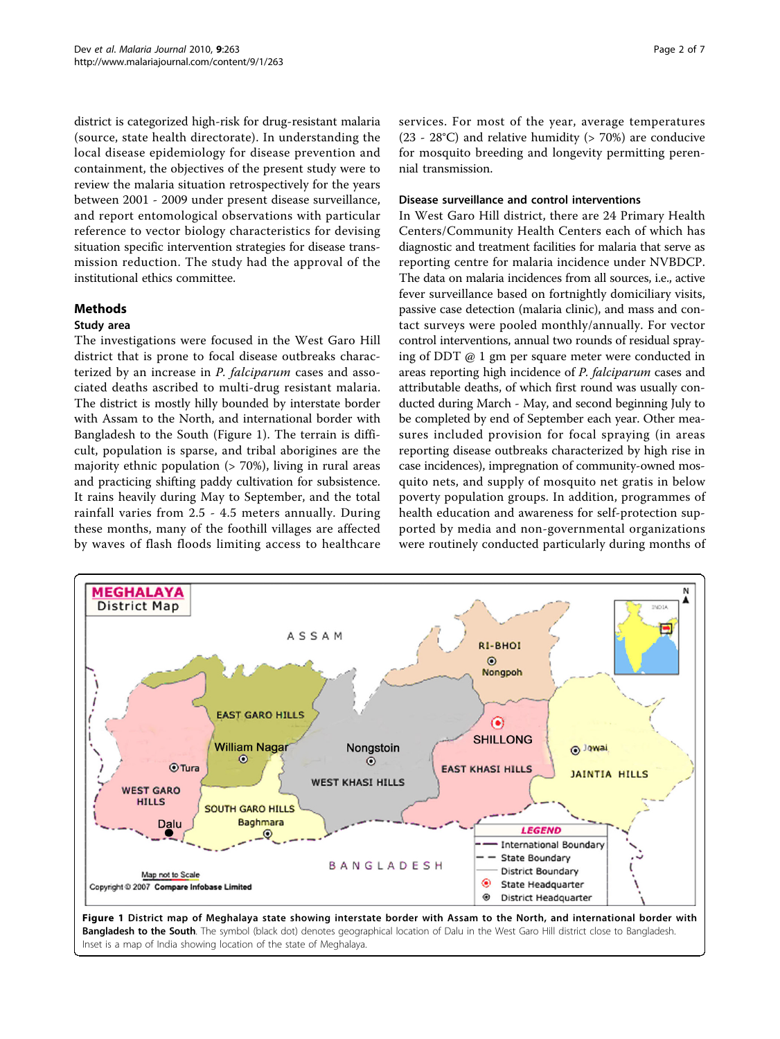district is categorized high-risk for drug-resistant malaria (source, state health directorate). In understanding the local disease epidemiology for disease prevention and containment, the objectives of the present study were to review the malaria situation retrospectively for the years between 2001 - 2009 under present disease surveillance, and report entomological observations with particular reference to vector biology characteristics for devising situation specific intervention strategies for disease transmission reduction. The study had the approval of the institutional ethics committee.

## Methods

### Study area

The investigations were focused in the West Garo Hill district that is prone to focal disease outbreaks characterized by an increase in *P. falciparum* cases and associated deaths ascribed to multi-drug resistant malaria. The district is mostly hilly bounded by interstate border with Assam to the North, and international border with Bangladesh to the South (Figure 1). The terrain is difficult, population is sparse, and tribal aborigines are the majority ethnic population (> 70%), living in rural areas and practicing shifting paddy cultivation for subsistence. It rains heavily during May to September, and the total rainfall varies from 2.5 - 4.5 meters annually. During these months, many of the foothill villages are affected by waves of flash floods limiting access to healthcare services. For most of the year, average temperatures (23 - 28°C) and relative humidity (> 70%) are conducive for mosquito breeding and longevity permitting perennial transmission.

### Disease surveillance and control interventions

In West Garo Hill district, there are 24 Primary Health Centers/Community Health Centers each of which has diagnostic and treatment facilities for malaria that serve as reporting centre for malaria incidence under NVBDCP. The data on malaria incidences from all sources, i.e., active fever surveillance based on fortnightly domiciliary visits, passive case detection (malaria clinic), and mass and contact surveys were pooled monthly/annually. For vector control interventions, annual two rounds of residual spraying of DDT @ 1 gm per square meter were conducted in areas reporting high incidence of *P. falciparum* cases and attributable deaths, of which first round was usually conducted during March - May, and second beginning July to be completed by end of September each year. Other measures included provision for focal spraying (in areas reporting disease outbreaks characterized by high rise in case incidences), impregnation of community-owned mosquito nets, and supply of mosquito net gratis in below poverty population groups. In addition, programmes of health education and awareness for self-protection supported by media and non-governmental organizations were routinely conducted particularly during months of

**Figure 1 District map of Meghalaya state showing interstate border with Assam to the North, and international border with Bangladesh to the South**. The symbol (black dot) denotes geographical location of Dalu in the West Garo Hill district close to Bangladesh. Inset is a map of India showing location of the state of Meghalaya.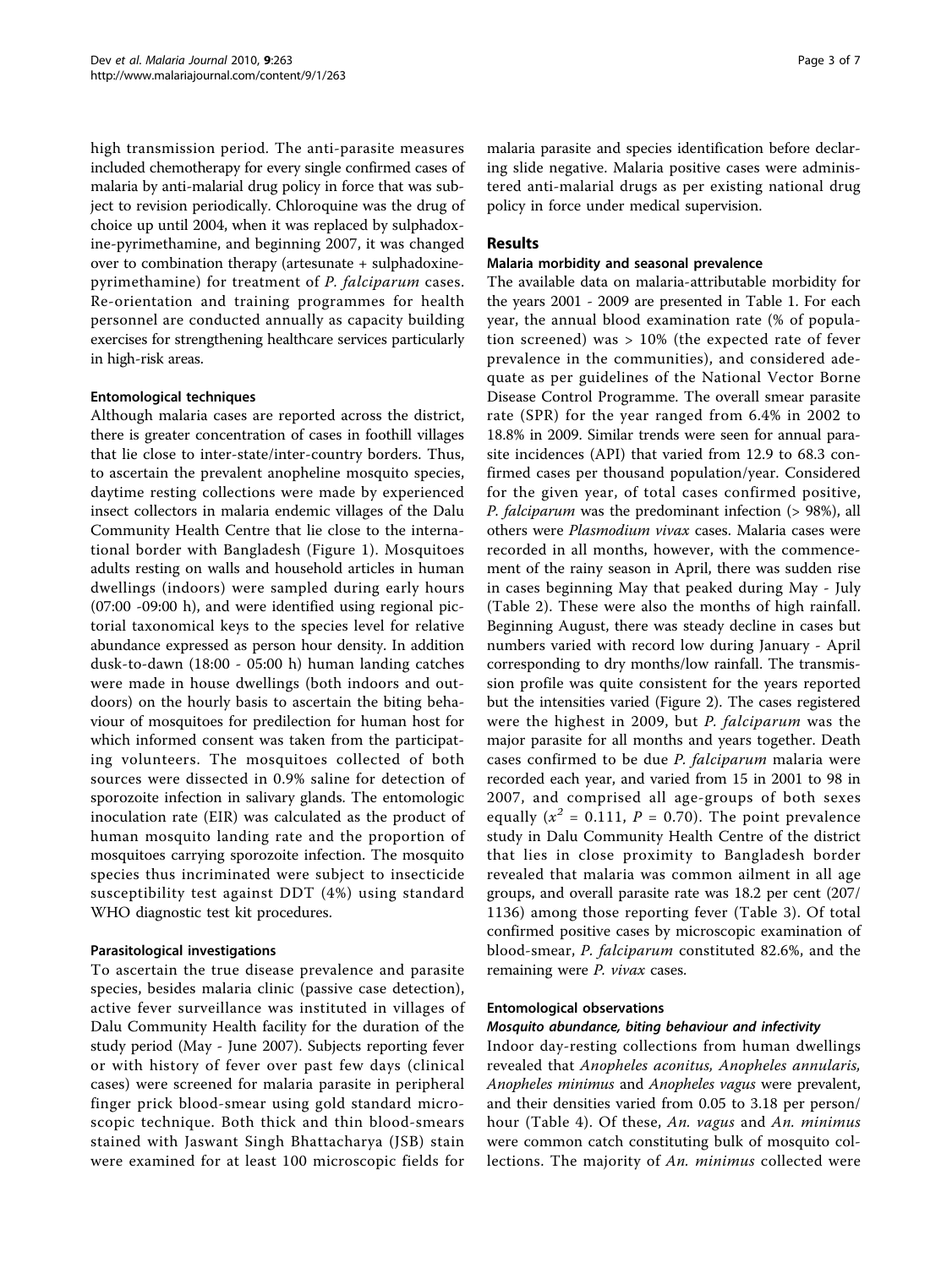high transmission period. The anti-parasite measures included chemotherapy for every single confirmed cases of malaria by anti-malarial drug policy in force that was subject to revision periodically. Chloroquine was the drug of choice up until 2004, when it was replaced by sulphadoxine-pyrimethamine, and beginning 2007, it was changed over to combination therapy (artesunate + sulphadoxine-pyrimethamine) for treatment of *P. falciparum* cases. Re-orientation and training programmes for health personnel are conducted annually as capacity building exercises for strengthening healthcare services particularly in high-risk areas.

### Entomological techniques

Although malaria cases are reported across the district, there is greater concentration of cases in foothill villages that lie close to inter-state/inter-country borders. Thus, to ascertain the prevalent anopheline mosquito species, daytime resting collections were made by experienced insect collectors in malaria endemic villages of the Dalu Community Health Centre that lie close to the international border with Bangladesh (Figure 1). Mosquitoes adults resting on walls and household articles in human dwellings (indoors) were sampled during early hours (07:00 -09:00 h), and were identified using regional pictorial taxonomical keys to the species level for relative abundance expressed as person hour density. In addition dusk-to-dawn (18:00 - 05:00 h) human landing catches were made in house dwellings (both indoors and outdoors) on the hourly basis to ascertain the biting behaviour of mosquitoes for predilection for human host for which informed consent was taken from the participating volunteers. The mosquitoes collected of both sources were dissected in 0.9% saline for detection of sporozoite infection in salivary glands. The entomologic inoculation rate (EIR) was calculated as the product of human mosquito landing rate and the proportion of mosquitoes carrying sporozoite infection. The mosquito species thus incriminated were subject to insecticide susceptibility test against DDT (4%) using standard WHO diagnostic test kit procedures.

### Parasitological investigations

To ascertain the true disease prevalence and parasite species, besides malaria clinic (passive case detection), active fever surveillance was instituted in villages of Dalu Community Health facility for the duration of the study period (May - June 2007). Subjects reporting fever or with history of fever over past few days (clinical cases) were screened for malaria parasite in peripheral finger prick blood-smear using gold standard microscopic technique. Both thick and thin blood-smears stained with Jaswant Singh Bhattacharya (JSB) stain were examined for at least 100 microscopic fields for malaria parasite and species identification before declaring slide negative. Malaria positive cases were administered anti-malarial drugs as per existing national drug policy in force under medical supervision.

## Results

### Malaria morbidity and seasonal prevalence

The available data on malaria-attributable morbidity for the years 2001 - 2009 are presented in Table 1. For each year, the annual blood examination rate (% of population screened) was > 10% (the expected rate of fever prevalence in the communities), and considered adequate as per guidelines of the National Vector Borne Disease Control Programme. The overall smear parasite rate (SPR) for the year ranged from 6.4% in 2002 to 18.8% in 2009. Similar trends were seen for annual parasite incidences (API) that varied from 12.9 to 68.3 confirmed cases per thousand population/year. Considered for the given year, of total cases confirmed positive, *P. falciparum* was the predominant infection (> 98%), all others were *Plasmodium vivax* cases. Malaria cases were recorded in all months, however, with the commencement of the rainy season in April, there was sudden rise in cases beginning May that peaked during May - July (Table 2). These were also the months of high rainfall. Beginning August, there was steady decline in cases but numbers varied with record low during January - April corresponding to dry months/low rainfall. The transmission profile was quite consistent for the years reported but the intensities varied (Figure 2). The cases registered were the highest in 2009, but *P. falciparum* was the major parasite for all months and years together. Death cases confirmed to be due *P. falciparum* malaria were recorded each year, and varied from 15 in 2001 to 98 in 2007, and comprised all age-groups of both sexes equally ($x^2$ = 0.111, $P$ = 0.70). The point prevalence study in Dalu Community Health Centre of the district that lies in close proximity to Bangladesh border revealed that malaria was common ailment in all age groups, and overall parasite rate was 18.2 per cent (207/1136) among those reporting fever (Table 3). Of total confirmed positive cases by microscopic examination of blood-smear, *P. falciparum* constituted 82.6%, and the remaining were *P. vivax* cases.

### Entomological observations

#### Mosquito abundance, biting behaviour and infectivity

Indoor day-resting collections from human dwellings revealed that *Anopheles aconitus, Anopheles annularis, Anopheles minimus* and *Anopheles vagus* were prevalent, and their densities varied from 0.05 to 3.18 per person/hour (Table 4). Of these, *An. vagus* and *An. minimus* were common catch constituting bulk of mosquito collections. The majority of *An. minimus* collected were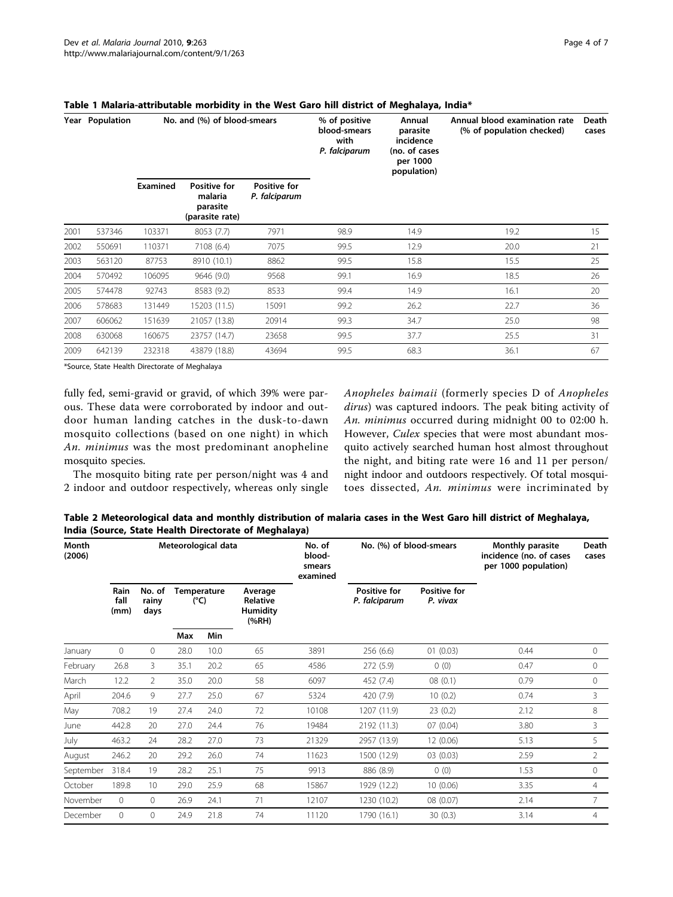**Table 1 Malaria-attributable morbidity in the West Garo hill district of Meghalaya, India***

| Year | Population | No. and (%) of blood-smears | | | % of positive blood-smears with *P. falciparum* | Annual parasite incidence (no. of cases per 1000 population) | Annual blood examination rate (% of population checked) | Death cases |
|---|---|---|---|---|---|---|---|---|
| | | Examined | Positive for malaria parasite (parasite rate) | Positive for *P. falciparum* | | | | |
| 2001 | 537346 | 103371 | 8053 (7.7) | 7971 | 98.9 | 14.9 | 19.2 | 15 |
| 2002 | 550691 | 110371 | 7108 (6.4) | 7075 | 99.5 | 12.9 | 20.0 | 21 |
| 2003 | 563120 | 87753 | 8910 (10.1) | 8862 | 99.5 | 15.8 | 15.5 | 25 |
| 2004 | 570492 | 106095 | 9646 (9.0) | 9568 | 99.1 | 16.9 | 18.5 | 26 |
| 2005 | 574478 | 92743 | 8583 (9.2) | 8533 | 99.4 | 14.9 | 16.1 | 20 |
| 2006 | 578683 | 131449 | 15203 (11.5) | 15091 | 99.2 | 26.2 | 22.7 | 36 |
| 2007 | 606062 | 151639 | 21057 (13.8) | 20914 | 99.3 | 34.7 | 25.0 | 98 |
| 2008 | 630068 | 160675 | 23757 (14.7) | 23658 | 99.5 | 37.7 | 25.5 | 31 |
| 2009 | 642139 | 232318 | 43879 (18.8) | 43694 | 99.5 | 68.3 | 36.1 | 67 |

*Source, State Health Directorate of Meghalaya

fully fed, semi-gravid or gravid, of which 39% were parous. These data were corroborated by indoor and outdoor human landing catches in the dusk-to-dawn mosquito collections (based on one night) in which *An. minimus* was the most predominant anopheline mosquito species.

The mosquito biting rate per person/night was 4 and 2 indoor and outdoor respectively, whereas only single *Anopheles baimaii* (formerly species D of *Anopheles dirus*) was captured indoors. The peak biting activity of *An. minimus* occurred during midnight 00 to 02:00 h. However, *Culex* species that were most abundant mosquito actively searched human host almost throughout the night, and biting rate were 16 and 11 per person/night indoor and outdoors respectively. Of total mosquitoes dissected, *An. minimus* were incriminated by

**Table 2 Meteorological data and monthly distribution of malaria cases in the West Garo hill district of Meghalaya, India (Source, State Health Directorate of Meghalaya)**

| Month (2006) | Meteorological data | | | | | No. of blood-smears examined | No. (%) of blood-smears | | Monthly parasite incidence (no. of cases per 1000 population) | Death cases |
|---|---|---|---|---|---|---|---|---|---|---|
| | Rain fall (mm) | No. of rainy days | Temperature (°C) | | Average Relative Humidity (%RH) | | Positive for *P. falciparum* | Positive for *P. vivax* | | |
| | | | Max | Min | | | | | | |
| January | 0 | 0 | 28.0 | 10.0 | 65 | 3891 | 256 (6.6) | 01 (0.03) | 0.44 | 0 |
| February | 26.8 | 3 | 35.1 | 20.2 | 65 | 4586 | 272 (5.9) | 0 (0) | 0.47 | 0 |
| March | 12.2 | 2 | 35.0 | 20.0 | 58 | 6097 | 452 (7.4) | 08 (0.1) | 0.79 | 0 |
| April | 204.6 | 9 | 27.7 | 25.0 | 67 | 5324 | 420 (7.9) | 10 (0.2) | 0.74 | 3 |
| May | 708.2 | 19 | 27.4 | 24.0 | 72 | 10108 | 1207 (11.9) | 23 (0.2) | 2.12 | 8 |
| June | 442.8 | 20 | 27.0 | 24.4 | 76 | 19484 | 2192 (11.3) | 07 (0.04) | 3.80 | 3 |
| July | 463.2 | 24 | 28.2 | 27.0 | 73 | 21329 | 2957 (13.9) | 12 (0.06) | 5.13 | 5 |
| August | 246.2 | 20 | 29.2 | 26.0 | 74 | 11623 | 1500 (12.9) | 03 (0.03) | 2.59 | 2 |
| September | 318.4 | 19 | 28.2 | 25.1 | 75 | 9913 | 886 (8.9) | 0 (0) | 1.53 | 0 |
| October | 189.8 | 10 | 29.0 | 25.9 | 68 | 15867 | 1929 (12.2) | 10 (0.06) | 3.35 | 4 |
| November | 0 | 0 | 26.9 | 24.1 | 71 | 12107 | 1230 (10.2) | 08 (0.07) | 2.14 | 7 |
| December | 0 | 0 | 24.9 | 21.8 | 74 | 11120 | 1790 (16.1) | 30 (0.3) | 3.14 | 4 |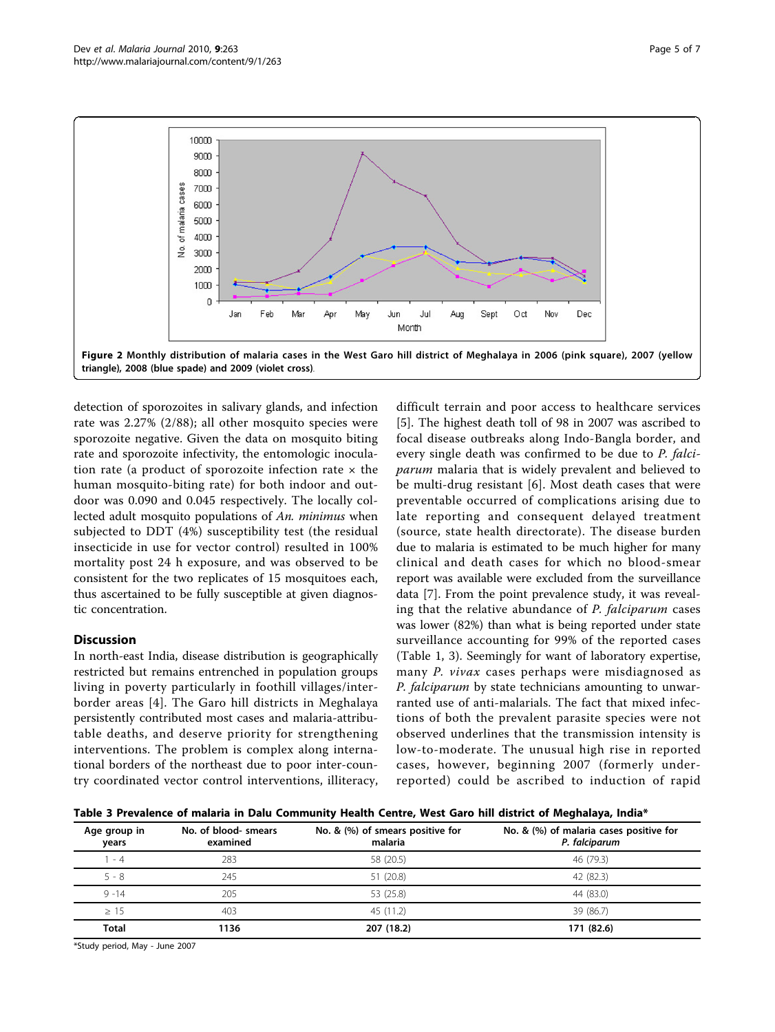Figure 2 Monthly distribution of malaria cases in the West Garo hill district of Meghalaya in 2006 (pink square), 2007 (yellow triangle), 2008 (blue spade) and 2009 (violet cross).

detection of sporozoites in salivary glands, and infection rate was 2.27% (2/88); all other mosquito species were sporozoite negative. Given the data on mosquito biting rate and sporozoite infectivity, the entomologic inoculation rate (a product of sporozoite infection rate × the human mosquito-biting rate) for both indoor and outdoor was 0.090 and 0.045 respectively. The locally collected adult mosquito populations of *An. minimus* when subjected to DDT (4%) susceptibility test (the residual insecticide in use for vector control) resulted in 100% mortality post 24 h exposure, and was observed to be consistent for the two replicates of 15 mosquitoes each, thus ascertained to be fully susceptible at given diagnostic concentration.

## Discussion

In north-east India, disease distribution is geographically restricted but remains entrenched in population groups living in poverty particularly in foothill villages/inter-border areas [4]. The Garo hill districts in Meghalaya persistently contributed most cases and malaria-attributable deaths, and deserve priority for strengthening interventions. The problem is complex along international borders of the northeast due to poor inter-country coordinated vector control interventions, illiteracy, difficult terrain and poor access to healthcare services [5]. The highest death toll of 98 in 2007 was ascribed to focal disease outbreaks along Indo-Bangla border, and every single death was confirmed to be due to *P. falciparum* malaria that is widely prevalent and believed to be multi-drug resistant [6]. Most death cases that were preventable occurred of complications arising due to late reporting and consequent delayed treatment (source, state health directorate). The disease burden due to malaria is estimated to be much higher for many clinical and death cases for which no blood-smear report was available were excluded from the surveillance data [7]. From the point prevalence study, it was revealing that the relative abundance of *P. falciparum* cases was lower (82%) than what is being reported under state surveillance accounting for 99% of the reported cases (Table 1, 3). Seemingly for want of laboratory expertise, many *P. vivax* cases perhaps were misdiagnosed as *P. falciparum* by state technicians amounting to unwarranted use of anti-malarials. The fact that mixed infections of both the prevalent parasite species were not observed underlines that the transmission intensity is low-to-moderate. The unusual high rise in reported cases, however, beginning 2007 (formerly under-reported) could be ascribed to induction of rapid

**Table 3 Prevalence of malaria in Dalu Community Health Centre, West Garo hill district of Meghalaya, India***

| Age group in years | No. of blood- smears examined | No. & (%) of smears positive for malaria | No. & (%) of malaria cases positive for *P. falciparum* |
|---|---|---|---|
| 1 - 4 | 283 | 58 (20.5) | 46 (79.3) |
| 5 - 8 | 245 | 51 (20.8) | 42 (82.3) |
| 9 -14 | 205 | 53 (25.8) | 44 (83.0) |
| ≥ 15 | 403 | 45 (11.2) | 39 (86.7) |
| **Total** | **1136** | **207 (18.2)** | **171 (82.6)** |

*Study period, May - June 2007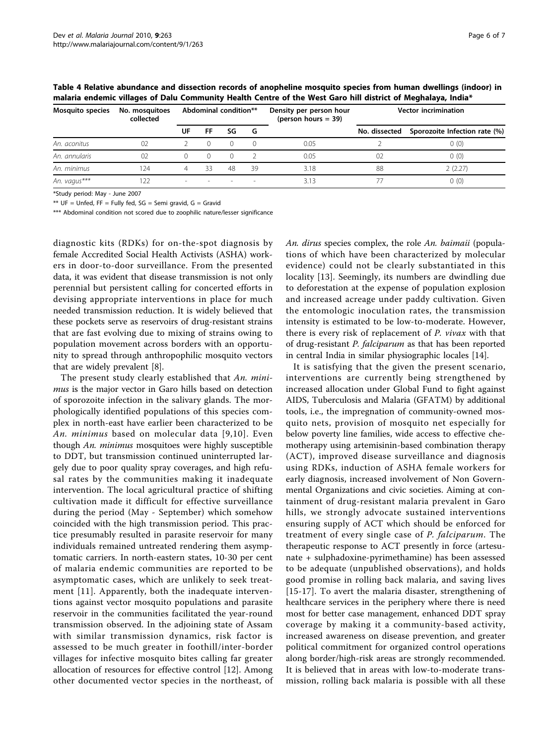**Table 4 Relative abundance and dissection records of anopheline mosquito species from human dwellings (indoor) in malaria endemic villages of Dalu Community Health Centre of the West Garo hill district of Meghalaya, India***

| Mosquito species | No. mosquitoes collected | Abdominal condition** | | | | Density per person hour (person hours = 39) | Vector incrimination | |
|---|---|---|---|---|---|---|---|---|
| | | UF | FF | SG | G | | No. dissected | Sporozoite Infection rate (%) |
| *An. aconitus* | 02 | 2 | 0 | 0 | 0 | 0.05 | 2 | 0 (0) |
| *An. annularis* | 02 | 0 | 0 | 0 | 2 | 0.05 | 02 | 0 (0) |
| *An. minimus* | 124 | 4 | 33 | 48 | 39 | 3.18 | 88 | 2 (2.27) |
| *An. vagus**** | 122 | - | - | - | - | 3.13 | 77 | 0 (0) |

*Study period: May - June 2007

** UF = Unfed, FF = Fully fed, SG = Semi gravid, G = Gravid

*** Abdominal condition not scored due to zoophilic nature/lesser significance

diagnostic kits (RDKs) for on-the-spot diagnosis by female Accredited Social Health Activists (ASHA) workers in door-to-door surveillance. From the presented data, it was evident that disease transmission is not only perennial but persistent calling for concerted efforts in devising appropriate interventions in place for much needed transmission reduction. It is widely believed that these pockets serve as reservoirs of drug-resistant strains that are fast evolving due to mixing of strains owing to population movement across borders with an opportunity to spread through anthropophilic mosquito vectors that are widely prevalent [8].

The present study clearly established that *An. minimus* is the major vector in Garo hills based on detection of sporozoite infection in the salivary glands. The morphologically identified populations of this species complex in north-east have earlier been characterized to be *An. minimus* based on molecular data [9,10]. Even though *An. minimus* mosquitoes were highly susceptible to DDT, but transmission continued uninterrupted largely due to poor quality spray coverages, and high refusal rates by the communities making it inadequate intervention. The local agricultural practice of shifting cultivation made it difficult for effective surveillance during the period (May - September) which somehow coincided with the high transmission period. This practice presumably resulted in parasite reservoir for many individuals remained untreated rendering them asymptomatic carriers. In north-eastern states, 10-30 per cent of malaria endemic communities are reported to be asymptomatic cases, which are unlikely to seek treatment [11]. Apparently, both the inadequate interventions against vector mosquito populations and parasite reservoir in the communities facilitated the year-round transmission observed. In the adjoining state of Assam with similar transmission dynamics, risk factor is assessed to be much greater in foothill/inter-border villages for infective mosquito bites calling far greater allocation of resources for effective control [12]. Among other documented vector species in the northeast, of *An. dirus* species complex, the role *An. baimaii* (populations of which have been characterized by molecular evidence) could not be clearly substantiated in this locality [13]. Seemingly, its numbers are dwindling due to deforestation at the expense of population explosion and increased acreage under paddy cultivation. Given the entomologic inoculation rates, the transmission intensity is estimated to be low-to-moderate. However, there is every risk of replacement of *P. vivax* with that of drug-resistant *P. falciparum* as that has been reported in central India in similar physiographic locales [14].

It is satisfying that the given the present scenario, interventions are currently being strengthened by increased allocation under Global Fund to fight against AIDS, Tuberculosis and Malaria (GFATM) by additional tools, i.e., the impregnation of community-owned mosquito nets, provision of mosquito net especially for below poverty line families, wide access to effective chemotherapy using artemisinin-based combination therapy (ACT), improved disease surveillance and diagnosis using RDKs, induction of ASHA female workers for early diagnosis, increased involvement of Non Governmental Organizations and civic societies. Aiming at containment of drug-resistant malaria prevalent in Garo hills, we strongly advocate sustained interventions ensuring supply of ACT which should be enforced for treatment of every single case of *P. falciparum*. The therapeutic response to ACT presently in force (artesunate + sulphadoxine-pyrimethamine) has been assessed to be adequate (unpublished observations), and holds good promise in rolling back malaria, and saving lives [15-17]. To avert the malaria disaster, strengthening of healthcare services in the periphery where there is need most for better case management, enhanced DDT spray coverage by making it a community-based activity, increased awareness on disease prevention, and greater political commitment for organized control operations along border/high-risk areas are strongly recommended. It is believed that in areas with low-to-moderate transmission, rolling back malaria is possible with all these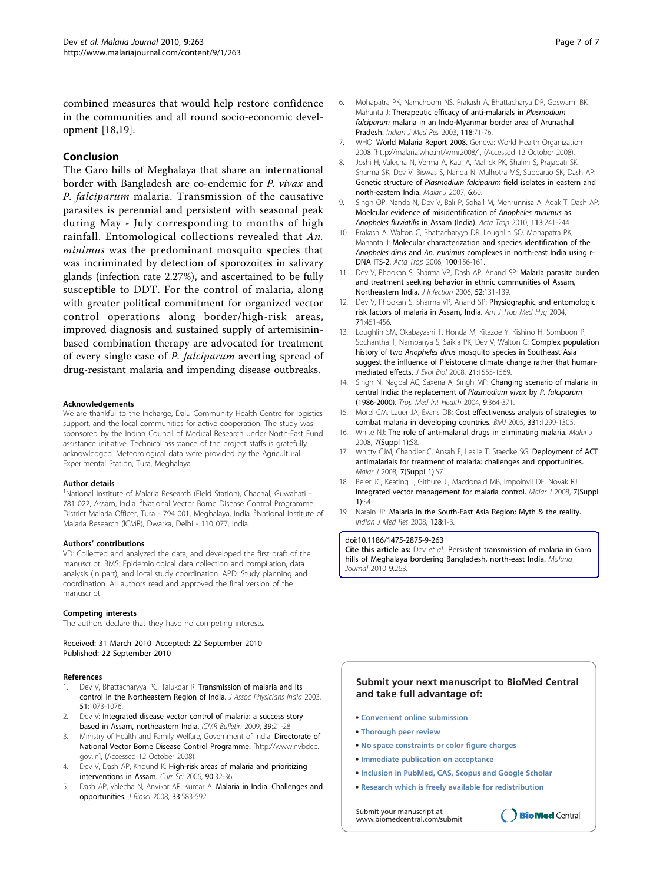combined measures that would help restore confidence in the communities and all round socio-economic development [18,19].

## Conclusion

The Garo hills of Meghalaya that share an international border with Bangladesh are co-endemic for *P. vivax* and *P. falciparum* malaria. Transmission of the causative parasites is perennial and persistent with seasonal peak during May - July corresponding to months of high rainfall. Entomological collections revealed that *An. minimus* was the predominant mosquito species that was incriminated by detection of sporozoites in salivary glands (infection rate 2.27%), and ascertained to be fully susceptible to DDT. For the control of malaria, along with greater political commitment for organized vector control operations along border/high-risk areas, improved diagnosis and sustained supply of artemisinin-based combination therapy are advocated for treatment of every single case of *P. falciparum* averting spread of drug-resistant malaria and impending disease outbreaks.

#### Acknowledgements

We are thankful to the Incharge, Dalu Community Health Centre for logistics support, and the local communities for active cooperation. The study was sponsored by the Indian Council of Medical Research under North-East Fund assistance initiative. Technical assistance of the project staffs is gratefully acknowledged. Meteorological data were provided by the Agricultural Experimental Station, Tura, Meghalaya.

#### Author details

[1]National Institute of Malaria Research (Field Station), Chachal, Guwahati - 781 022, Assam, India. [2]National Vector Borne Disease Control Programme, District Malaria Officer, Tura - 794 001, Meghalaya, India. [3]National Institute of Malaria Research (ICMR), Dwarka, Delhi - 110 077, India.

#### Authors' contributions

VD: Collected and analyzed the data, and developed the first draft of the manuscript. BMS: Epidemiological data collection and compilation, data analysis (in part), and local study coordination. APD: Study planning and coordination. All authors read and approved the final version of the manuscript.

#### Competing interests

The authors declare that they have no competing interests.

Received: 31 March 2010 Accepted: 22 September 2010
Published: 22 September 2010

#### References

1. Dev V, Bhattacharyya PC, Talukdar R: **Transmission of malaria and its control in the Northeastern Region of India.** *J Assoc Physicians India* 2003, **51**:1073-1076.
2. Dev V: **Integrated disease vector control of malaria: a success story based in Assam, northeastern India.** *ICMR Bulletin* 2009, **39**:21-28.
3. Ministry of Health and Family Welfare, Government of India: **Directorate of National Vector Borne Disease Control Programme.** [http://www.nvbdcp.gov.in], (Accessed 12 October 2008).
4. Dev V, Dash AP, Khound K: **High-risk areas of malaria and prioritizing interventions in Assam.** *Curr Sci* 2006, **90**:32-36.
5. Dash AP, Valecha N, Anvikar AR, Kumar A: **Malaria in India: Challenges and opportunities.** *J Biosci* 2008, **33**:583-592.
6. Mohapatra PK, Namchoom NS, Prakash A, Bhattacharya DR, Goswami BK, Mahanta J: **Therapeutic efficacy of anti-malarials in *Plasmodium falciparum* malaria in an Indo-Myanmar border area of Arunachal Pradesh.** *Indian J Med Res* 2003, **118**:71-76.
7. WHO: **World Malaria Report 2008.** Geneva: World Health Organization 2008 [http://malaria.who.int/wmr2008/], (Accessed 12 October 2008).
8. Joshi H, Valecha N, Verma A, Kaul A, Mallick PK, Shalini S, Prajapati SK, Sharma SK, Dev V, Biswas S, Nanda N, Malhotra MS, Subbarao SK, Dash AP: **Genetic structure of *Plasmodium falciparum* field isolates in eastern and north-eastern India.** *Malar J* 2007, **6**:60.
9. Singh OP, Nanda N, Dev V, Bali P, Sohail M, Mehrunnisa A, Adak T, Dash AP: **Moelcular evidence of misidentification of *Anopheles minimus* as *Anopheles fluviatilis* in Assam (India).** *Acta Trop* 2010, **113**:241-244.
10. Prakash A, Walton C, Bhattacharyya DR, Loughlin SO, Mohapatra PK, Mahanta J: **Molecular characterization and species identification of the *Anopheles dirus* and *An. minimus* complexes in north-east India using r-DNA ITS-2.** *Acta Trop* 2006, **100**:156-161.
11. Dev V, Phookan S, Sharma VP, Dash AP, Anand SP: **Malaria parasite burden and treatment seeking behavior in ethnic communities of Assam, Northeastern India.** *J Infection* 2006, **52**:131-139.
12. Dev V, Phookan S, Sharma VP, Anand SP: **Physiographic and entomologic risk factors of malaria in Assam, India.** *Am J Trop Med Hyg* 2004, **71**:451-456.
13. Loughlin SM, Okabayashi T, Honda M, Kitazoe Y, Kishino H, Somboon P, Sochantha T, Nambanya S, Saikia PK, Dev V, Walton C: **Complex population history of two *Anopheles dirus* mosquito species in Southeast Asia suggest the influence of Pleistocene climate change rather that human-mediated effects.** *J Evol Biol* 2008, **21**:1555-1569.
14. Singh N, Nagpal AC, Saxena A, Singh MP: **Changing scenario of malaria in central India: the replacement of *Plasmodium vivax* by *P. falciparum* (1986-2000).** *Trop Med Int Health* 2004, **9**:364-371.
15. Morel CM, Lauer JA, Evans DB: **Cost effectiveness analysis of strategies to combat malaria in developing countries.** *BMJ* 2005, **331**:1299-1305.
16. White NJ: **The role of anti-malarial drugs in eliminating malaria.** *Malar J* 2008, **7(Suppl 1)**:S8.
17. Whitty CJM, Chandler C, Ansah E, Leslie T, Staedke SG: **Deployment of ACT antimalarials for treatment of malaria: challenges and opportunities.** *Malar J* 2008, **7(Suppl 1)**:S7.
18. Beier JC, Keating J, Githure JI, Macdonald MB, Impoinvil DE, Novak RJ: **Integrated vector management for malaria control.** *Malar J* 2008, **7(Suppl 1)**:S4.
19. Narain JP: **Malaria in the South-East Asia Region: Myth & the reality.** *Indian J Med Res* 2008, **128**:1-3.

doi:10.1186/1475-2875-9-263
**Cite this article as:** Dev *et al.*: Persistent transmission of malaria in Garo hills of Meghalaya bordering Bangladesh, north-east India. *Malaria Journal* 2010 **9**:263.